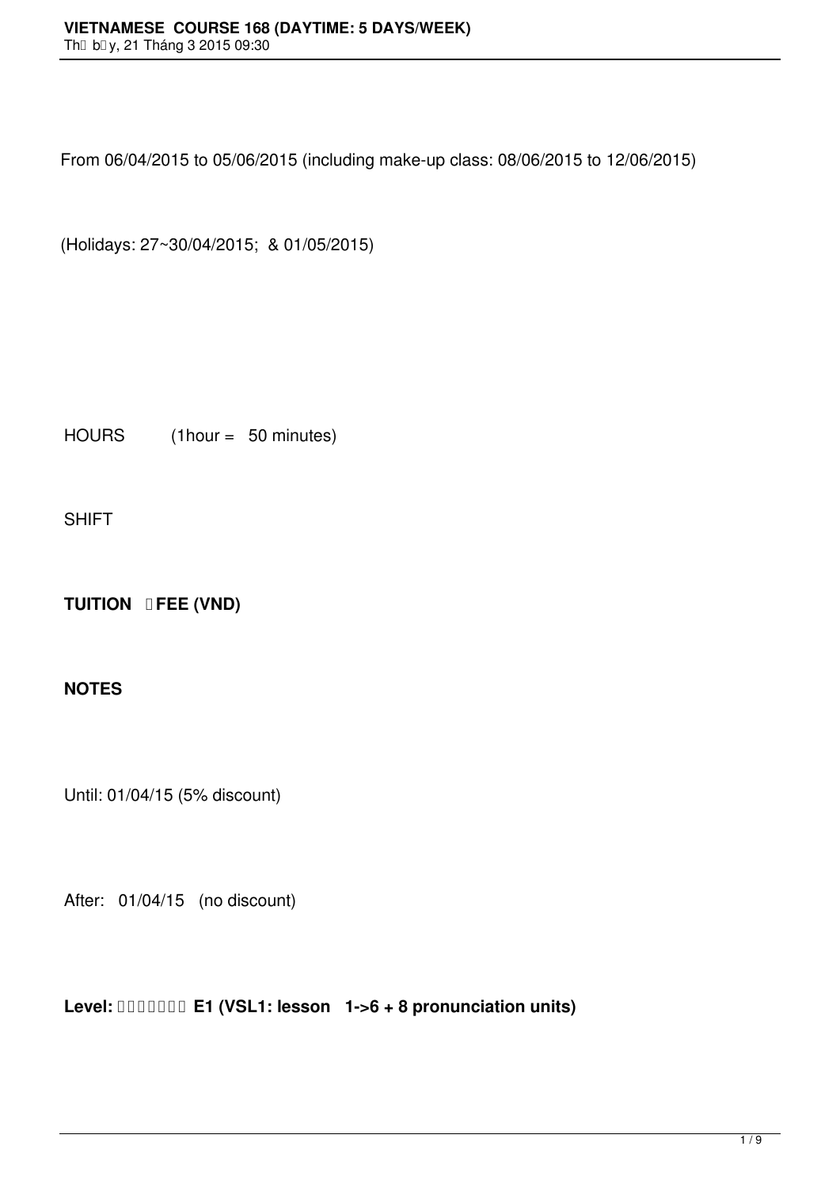From 06/04/2015 to 05/06/2015 (including make-up class: 08/06/2015 to 12/06/2015)

(Holidays: 27~30/04/2015; & 01/05/2015)

HOURS (1hour = 50 minutes)

SHIFT

**TUITION FEE (VND)**

**NOTES**

Until: 01/04/15 (5% discount)

After: 01/04/15 (no discount)

**Level: E1 (VSL1: lesson 1->6 + 8 pronunciation units)**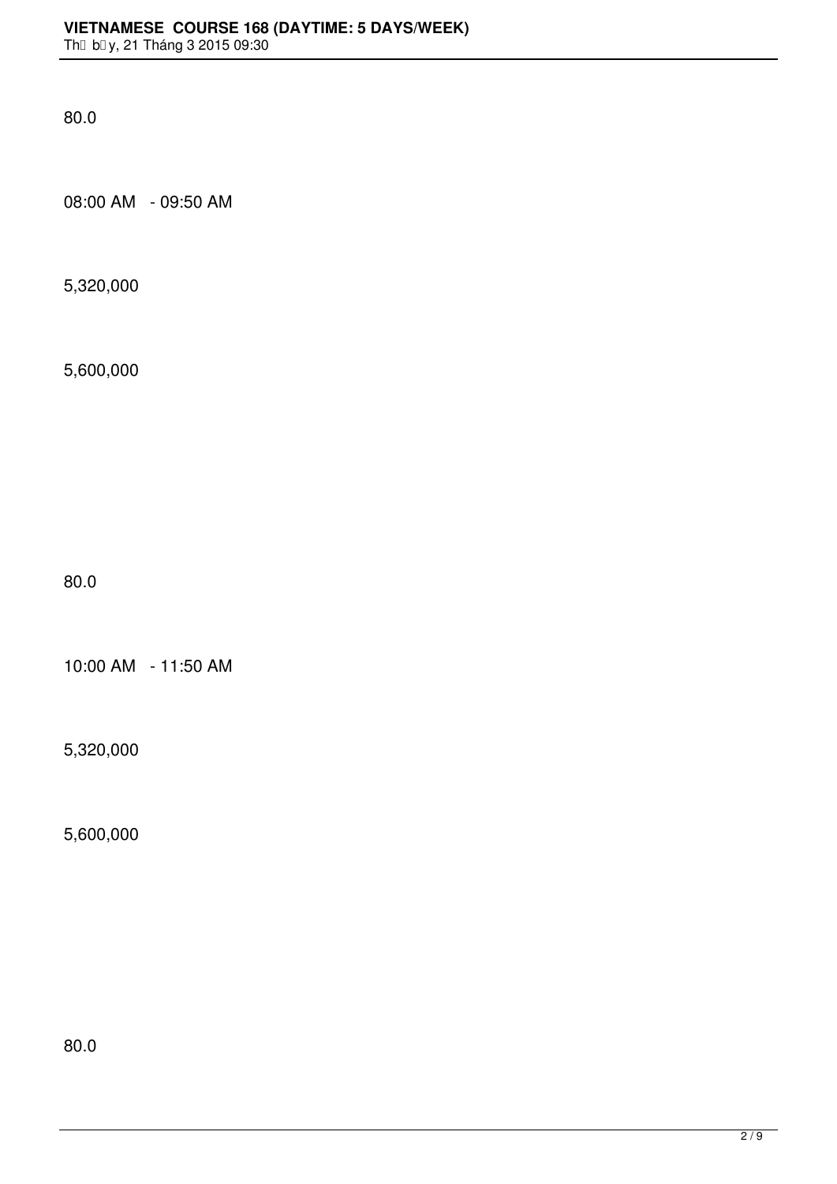80.0

08:00 AM - 09:50 AM

5,320,000

5,600,000

80.0

10:00 AM - 11:50 AM

5,320,000

5,600,000

80.0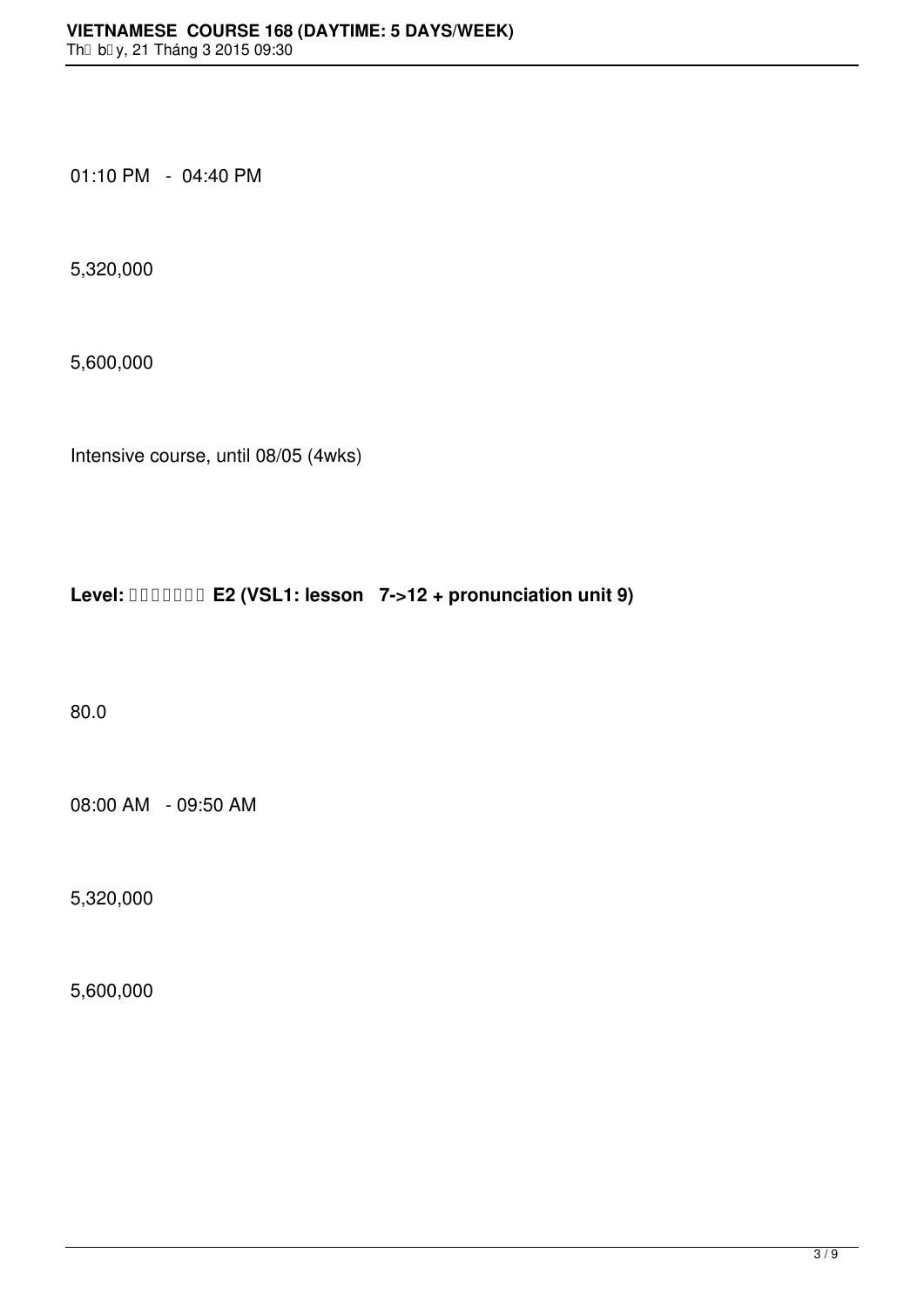01:10 PM - 04:40 PM

5,320,000

5,600,000

Intensive course, until 08/05 (4wks)

**Level: E2 (VSL1: lesson 7->12 + pronunciation unit 9)**

80.0

08:00 AM - 09:50 AM

5,320,000

5,600,000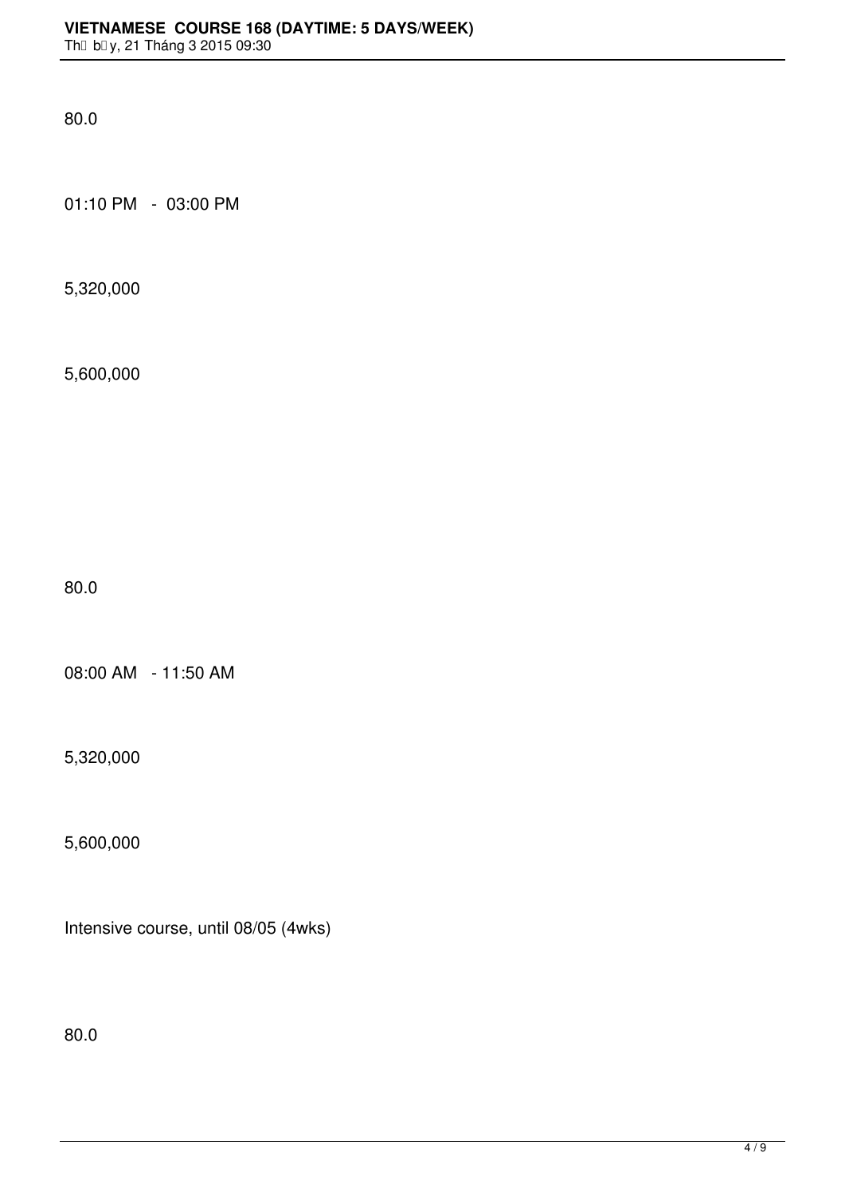80.0

01:10 PM - 03:00 PM

5,320,000

5,600,000

80.0

08:00 AM - 11:50 AM

5,320,000

5,600,000

Intensive course, until 08/05 (4wks)

80.0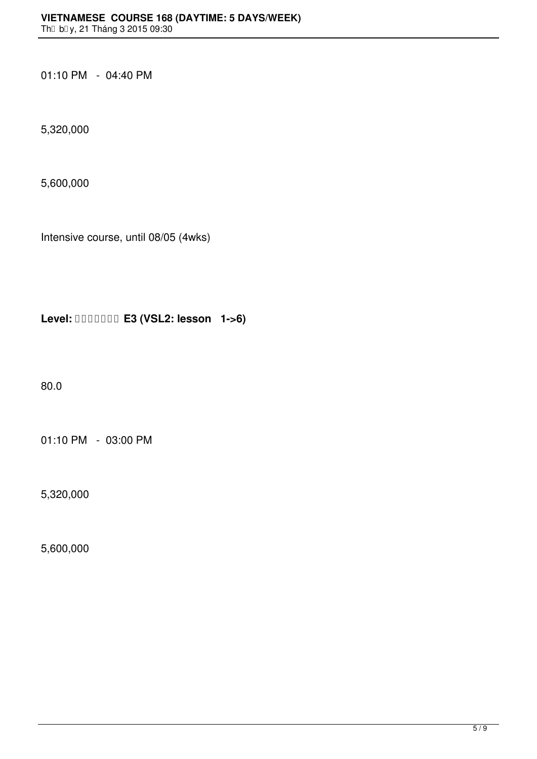01:10 PM - 04:40 PM

5,320,000

5,600,000

Intensive course, until 08/05 (4wks)

**Level: □□□□□□□ E3 (VSL2: lesson 1->6)**

80.0

01:10 PM - 03:00 PM

5,320,000

5,600,000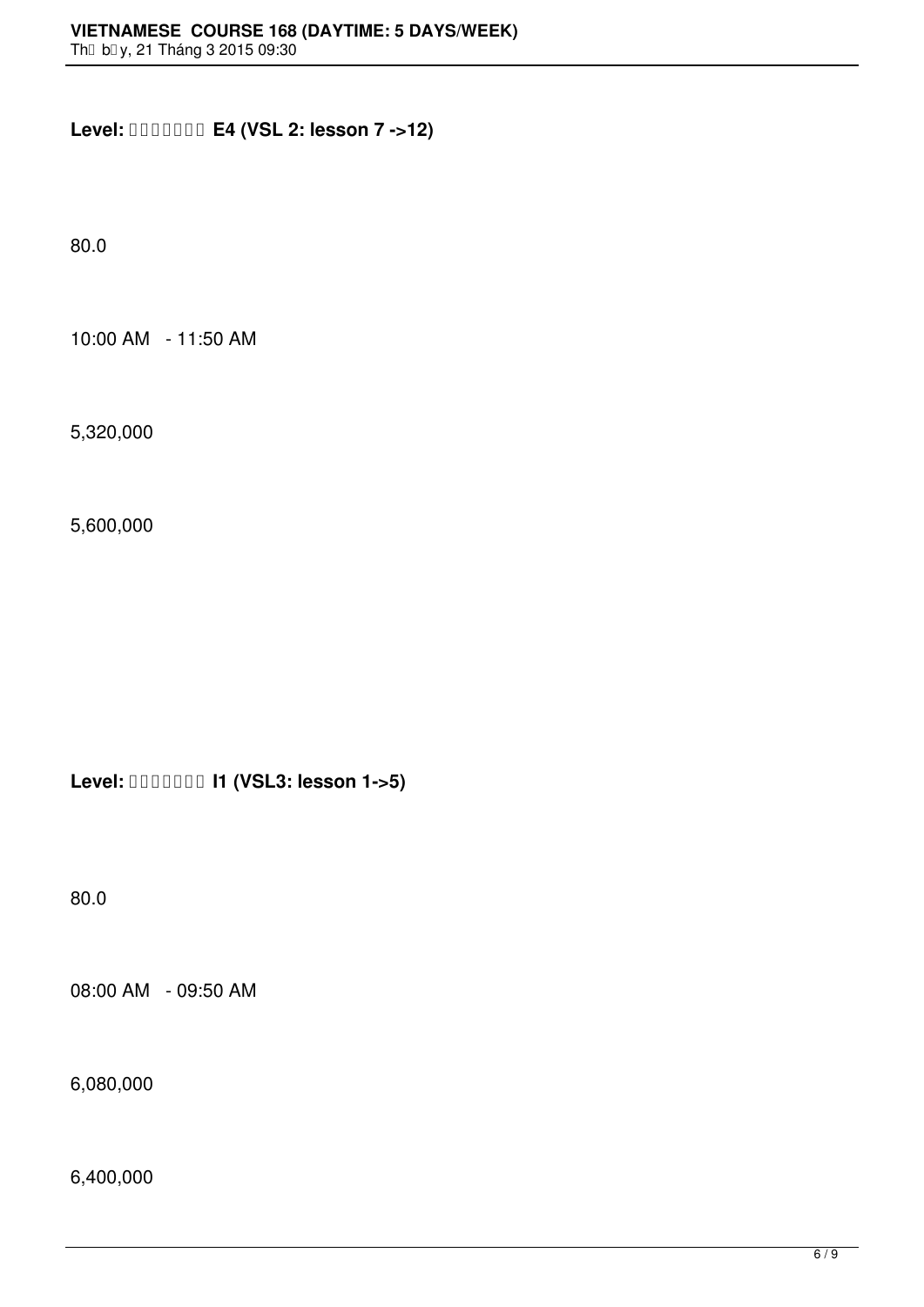**Level: □□□□□□□ E4 (VSL 2: lesson 7 ->12)**

80.0

10:00 AM - 11:50 AM

5,320,000

5,600,000

**Level: □□□□□□□ I1 (VSL3: lesson 1->5)**

80.0

08:00 AM - 09:50 AM

6,080,000

6,400,000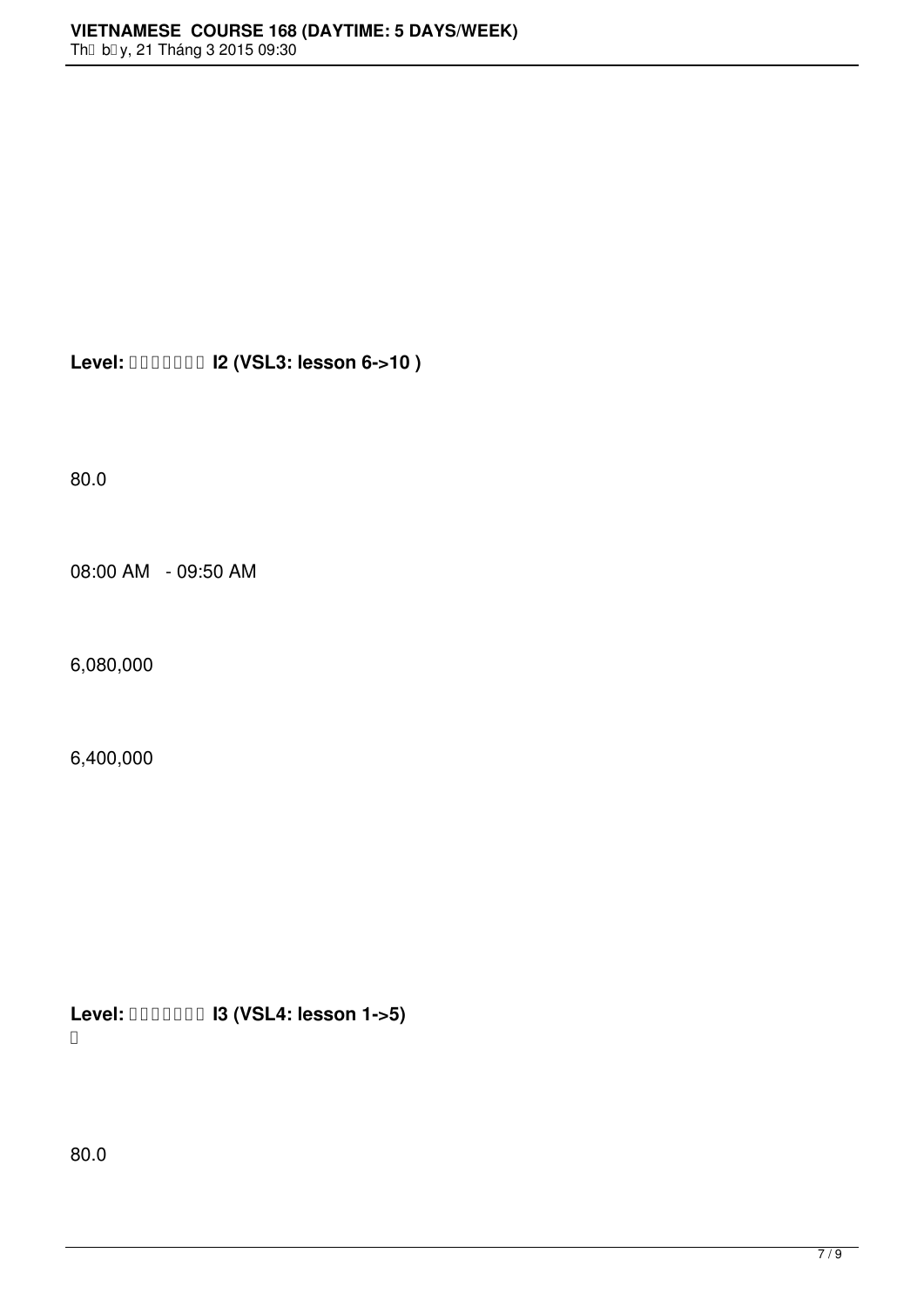**Level: 　　　　　　　 I2 (VSL3: lesson 6->10 )**

80.0

08:00 AM - 09:50 AM

6,080,000

6,400,000

**Level: 　　　　　　　 I3 (VSL4: lesson 1->5)**

80.0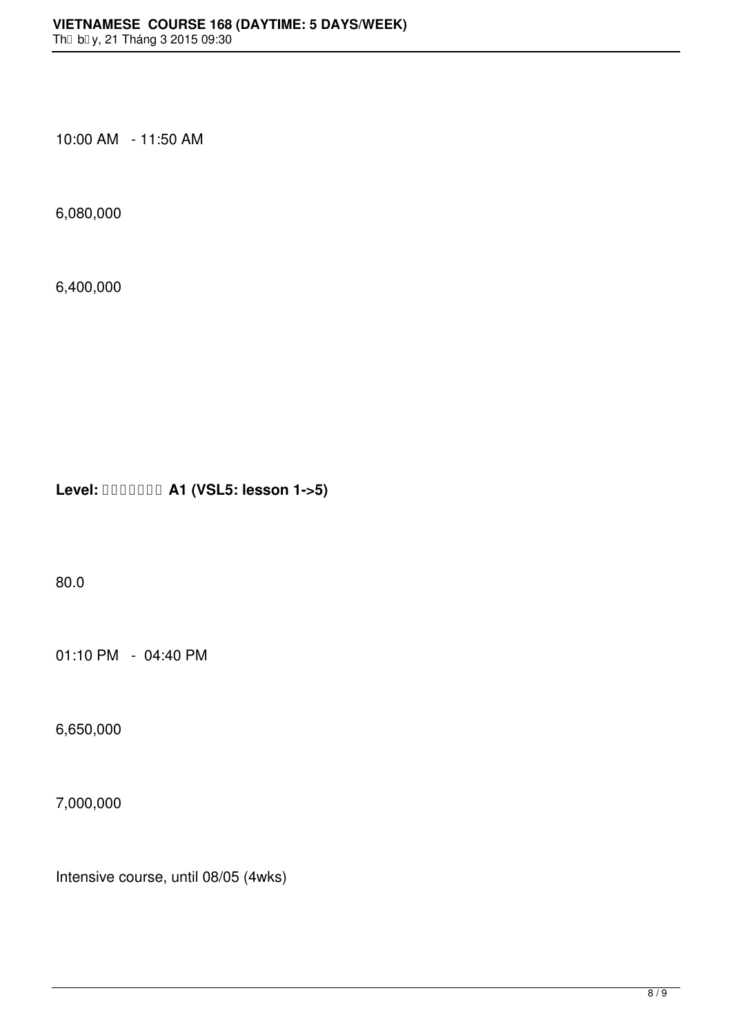10:00 AM - 11:50 AM

6,080,000

6,400,000

**Level: □□□□□□□ A1 (VSL5: lesson 1->5)**

80.0

01:10 PM - 04:40 PM

6,650,000

7,000,000

Intensive course, until 08/05 (4wks)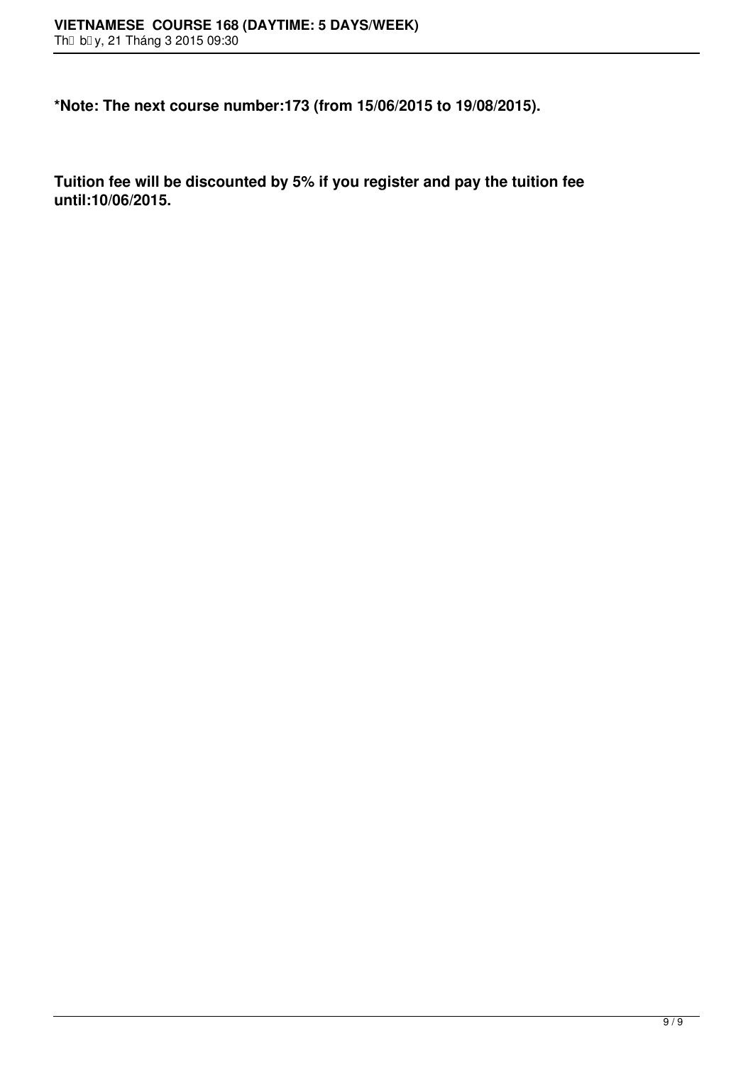**\*Note: The next course number:173 (from 15/06/2015 to 19/08/2015).**

**Tuition fee will be discounted by 5% if you register and pay the tuition fee until:10/06/2015.**